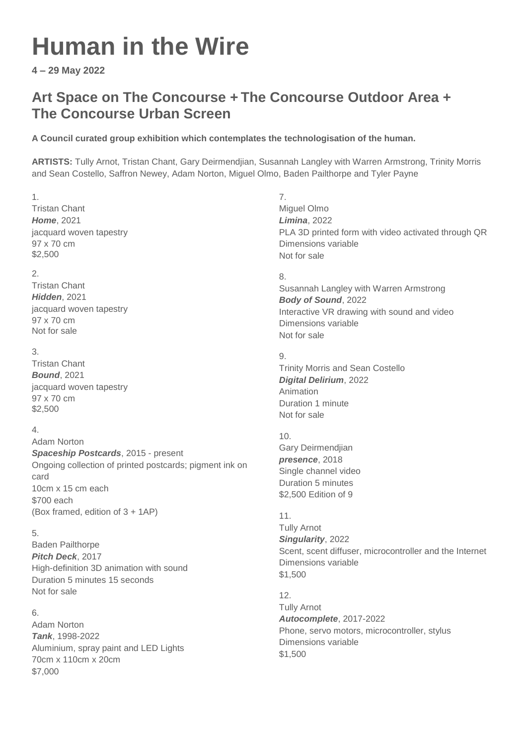# Human in the Wire

**4 – 29 May 2022**

## Art Space on The Concourse + The Concourse Outdoor Area + The Concourse Urban Screen

**A Council curated group exhibition which contemplates the technologisation of the human.**

**ARTISTS:** Tully Arnot, Tristan Chant, Gary Deirmendjian, Susannah Langley with Warren Armstrong, Trinity Morris and Sean Costello, Saffron Newey, Adam Norton, Miguel Olmo, Baden Pailthorpe and Tyler Payne

1.
Tristan Chant
***Home***, 2021
jacquard woven tapestry
97 x 70 cm
$2,500

2.
Tristan Chant
***Hidden***, 2021
jacquard woven tapestry
97 x 70 cm
Not for sale

3.
Tristan Chant
***Bound***, 2021
jacquard woven tapestry
97 x 70 cm
$2,500

4.
Adam Norton
***Spaceship Postcards***, 2015 - present
Ongoing collection of printed postcards; pigment ink on card
10cm x 15 cm each
$700 each
(Box framed, edition of 3 + 1AP)

5.
Baden Pailthorpe
***Pitch Deck***, 2017
High-definition 3D animation with sound
Duration 5 minutes 15 seconds
Not for sale

6.
Adam Norton
***Tank***, 1998-2022
Aluminium, spray paint and LED Lights
70cm x 110cm x 20cm
$7,000

7.
Miguel Olmo
***Limina***, 2022
PLA 3D printed form with video activated through QR
Dimensions variable
Not for sale

8.
Susannah Langley with Warren Armstrong
***Body of Sound***, 2022
Interactive VR drawing with sound and video
Dimensions variable
Not for sale

9.
Trinity Morris and Sean Costello
***Digital Delirium***, 2022
Animation
Duration 1 minute
Not for sale

10.
Gary Deirmendjian
***presence***, 2018
Single channel video
Duration 5 minutes
$2,500 Edition of 9

11.
Tully Arnot
***Singularity***, 2022
Scent, scent diffuser, microcontroller and the Internet
Dimensions variable
$1,500

12.
Tully Arnot
***Autocomplete***, 2017-2022
Phone, servo motors, microcontroller, stylus
Dimensions variable
$1,500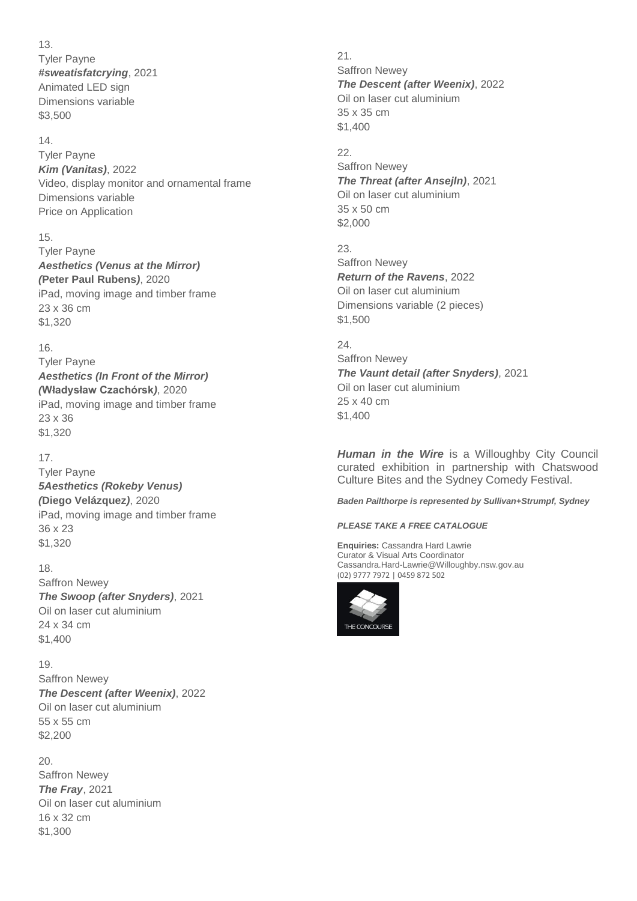13.
Tyler Payne
***#sweatisfatcrying***, 2021
Animated LED sign
Dimensions variable
$3,500

14.
Tyler Payne
***Kim (Vanitas)***, 2022
Video, display monitor and ornamental frame
Dimensions variable
Price on Application

15.
Tyler Payne
***Aesthetics (Venus at the Mirror)***
***(*****Peter Paul Rubens*****)***, 2020
iPad, moving image and timber frame
23 x 36 cm
$1,320

16.
Tyler Payne
***Aesthetics (In Front of the Mirror)***
***(*****Władysław Czachórsk*****)***, 2020
iPad, moving image and timber frame
23 x 36
$1,320

17.
Tyler Payne
***5Aesthetics (Rokeby Venus)***
***(*****Diego Velázquez*****)***, 2020
iPad, moving image and timber frame
36 x 23
$1,320

18.
Saffron Newey
***The Swoop (after Snyders)***, 2021
Oil on laser cut aluminium
24 x 34 cm
$1,400

19.
Saffron Newey
***The Descent (after Weenix)***, 2022
Oil on laser cut aluminium
55 x 55 cm
$2,200

20.
Saffron Newey
***The Fray***, 2021
Oil on laser cut aluminium
16 x 32 cm
$1,300

21.
Saffron Newey
***The Descent (after Weenix)***, 2022
Oil on laser cut aluminium
35 x 35 cm
$1,400

22.
Saffron Newey
***The Threat (after Ansejln)***, 2021
Oil on laser cut aluminium
35 x 50 cm
$2,000

23.
Saffron Newey
***Return of the Ravens***, 2022
Oil on laser cut aluminium
Dimensions variable (2 pieces)
$1,500

24.
Saffron Newey
***The Vaunt detail (after Snyders)***, 2021
Oil on laser cut aluminium
25 x 40 cm
$1,400

***Human in the Wire*** is a Willoughby City Council curated exhibition in partnership with Chatswood Culture Bites and the Sydney Comedy Festival.

***Baden Pailthorpe is represented by Sullivan+Strumpf, Sydney***

***PLEASE TAKE A FREE CATALOGUE***

**Enquiries:** Cassandra Hard Lawrie
Curator & Visual Arts Coordinator
Cassandra.Hard-Lawrie@Willoughby.nsw.gov.au
(02) 9777 7972 | 0459 872 502

THE CONCOURSE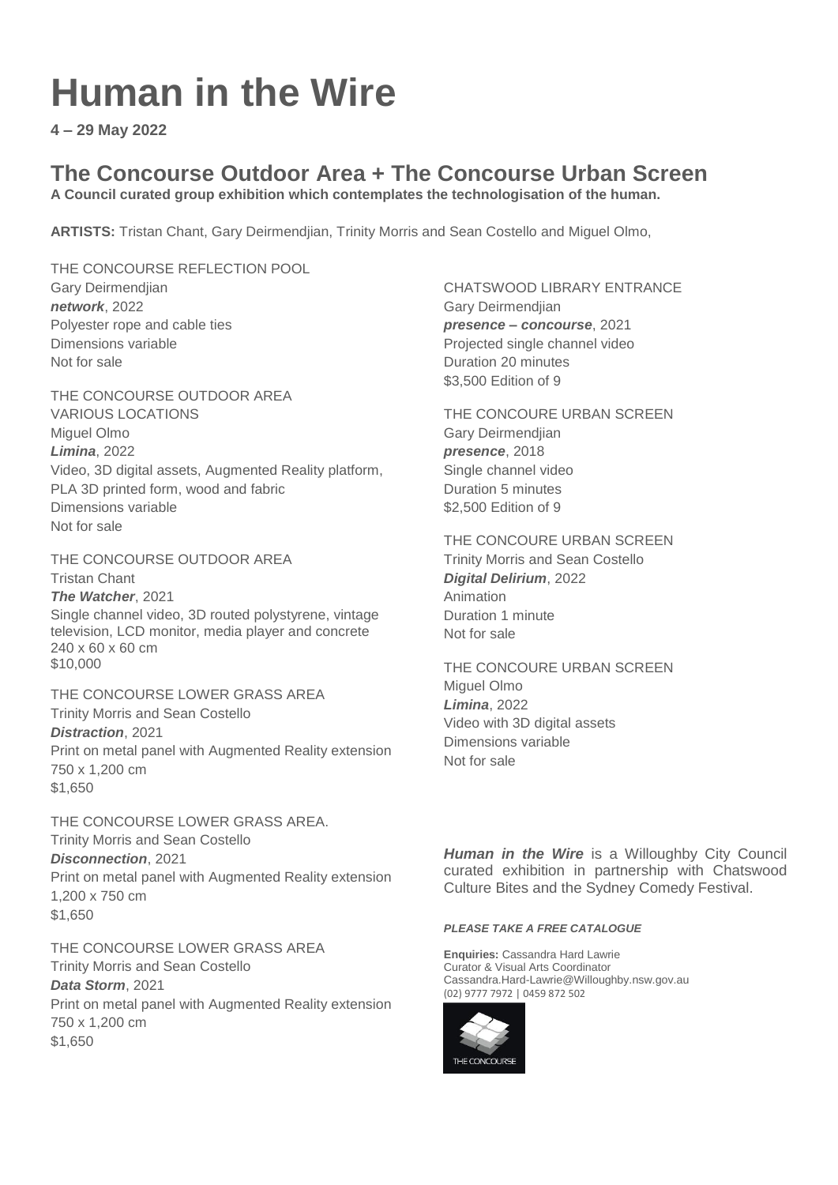# Human in the Wire

**4 – 29 May 2022**

## The Concourse Outdoor Area + The Concourse Urban Screen

**A Council curated group exhibition which contemplates the technologisation of the human.**

**ARTISTS:** Tristan Chant, Gary Deirmendjian, Trinity Morris and Sean Costello and Miguel Olmo,

THE CONCOURSE REFLECTION POOL
Gary Deirmendjian
***network***, 2022
Polyester rope and cable ties
Dimensions variable
Not for sale

THE CONCOURSE OUTDOOR AREA
VARIOUS LOCATIONS
Miguel Olmo
***Limina***, 2022
Video, 3D digital assets, Augmented Reality platform, PLA 3D printed form, wood and fabric
Dimensions variable
Not for sale

THE CONCOURSE OUTDOOR AREA
Tristan Chant
***The Watcher***, 2021
Single channel video, 3D routed polystyrene, vintage television, LCD monitor, media player and concrete
240 x 60 x 60 cm
$10,000

THE CONCOURSE LOWER GRASS AREA
Trinity Morris and Sean Costello
***Distraction***, 2021
Print on metal panel with Augmented Reality extension
750 x 1,200 cm
$1,650

THE CONCOURSE LOWER GRASS AREA.
Trinity Morris and Sean Costello
***Disconnection***, 2021
Print on metal panel with Augmented Reality extension
1,200 x 750 cm
$1,650

THE CONCOURSE LOWER GRASS AREA
Trinity Morris and Sean Costello
***Data Storm***, 2021
Print on metal panel with Augmented Reality extension
750 x 1,200 cm
$1,650

CHATSWOOD LIBRARY ENTRANCE
Gary Deirmendjian
***presence – concourse***, 2021
Projected single channel video
Duration 20 minutes
$3,500 Edition of 9

THE CONCOURE URBAN SCREEN
Gary Deirmendjian
***presence***, 2018
Single channel video
Duration 5 minutes
$2,500 Edition of 9

THE CONCOURE URBAN SCREEN
Trinity Morris and Sean Costello
***Digital Delirium***, 2022
Animation
Duration 1 minute
Not for sale

THE CONCOURE URBAN SCREEN
Miguel Olmo
***Limina***, 2022
Video with 3D digital assets
Dimensions variable
Not for sale

***Human in the Wire*** is a Willoughby City Council curated exhibition in partnership with Chatswood Culture Bites and the Sydney Comedy Festival.

***PLEASE TAKE A FREE CATALOGUE***

**Enquiries:** Cassandra Hard Lawrie
Curator & Visual Arts Coordinator
Cassandra.Hard-Lawrie@Willoughby.nsw.gov.au
(02) 9777 7972 | 0459 872 502

THE CONCOURSE